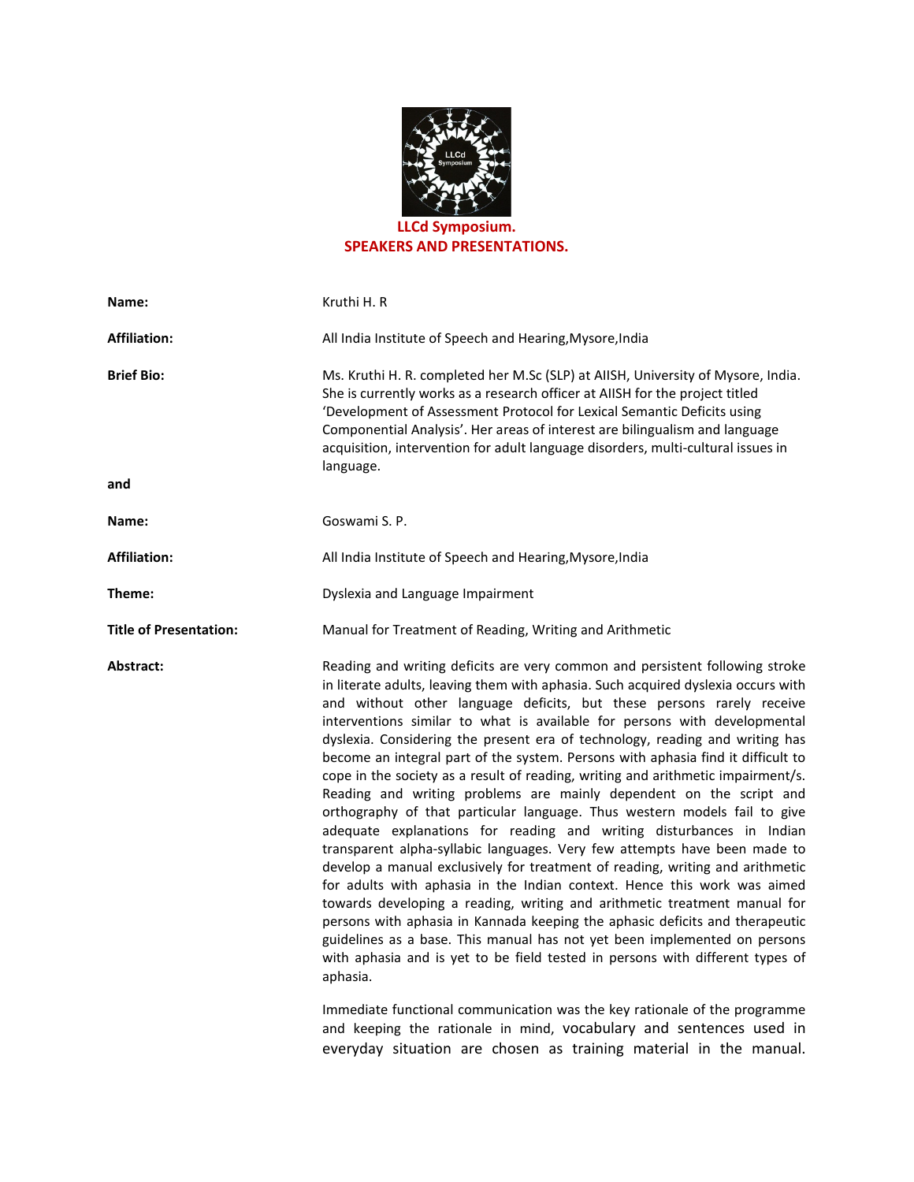**LLCd Symposium.**
**SPEAKERS AND PRESENTATIONS.**

| | |
|---|---|
| **Name:** | Kruthi H. R |
| **Affiliation:** | All India Institute of Speech and Hearing,Mysore,India |
| **Brief Bio:** | Ms. Kruthi H. R. completed her M.Sc (SLP) at AIISH, University of Mysore, India. She is currently works as a research officer at AIISH for the project titled 'Development of Assessment Protocol for Lexical Semantic Deficits using Componential Analysis'. Her areas of interest are bilingualism and language acquisition, intervention for adult language disorders, multi-cultural issues in language. |

**and**

| | |
|---|---|
| **Name:** | Goswami S. P. |
| **Affiliation:** | All India Institute of Speech and Hearing,Mysore,India |
| **Theme:** | Dyslexia and Language Impairment |
| **Title of Presentation:** | Manual for Treatment of Reading, Writing and Arithmetic |

**Abstract:**

Reading and writing deficits are very common and persistent following stroke in literate adults, leaving them with aphasia. Such acquired dyslexia occurs with and without other language deficits, but these persons rarely receive interventions similar to what is available for persons with developmental dyslexia. Considering the present era of technology, reading and writing has become an integral part of the system. Persons with aphasia find it difficult to cope in the society as a result of reading, writing and arithmetic impairment/s. Reading and writing problems are mainly dependent on the script and orthography of that particular language. Thus western models fail to give adequate explanations for reading and writing disturbances in Indian transparent alpha-syllabic languages. Very few attempts have been made to develop a manual exclusively for treatment of reading, writing and arithmetic for adults with aphasia in the Indian context. Hence this work was aimed towards developing a reading, writing and arithmetic treatment manual for persons with aphasia in Kannada keeping the aphasic deficits and therapeutic guidelines as a base. This manual has not yet been implemented on persons with aphasia and is yet to be field tested in persons with different types of aphasia.

Immediate functional communication was the key rationale of the programme and keeping the rationale in mind, vocabulary and sentences used in everyday situation are chosen as training material in the manual.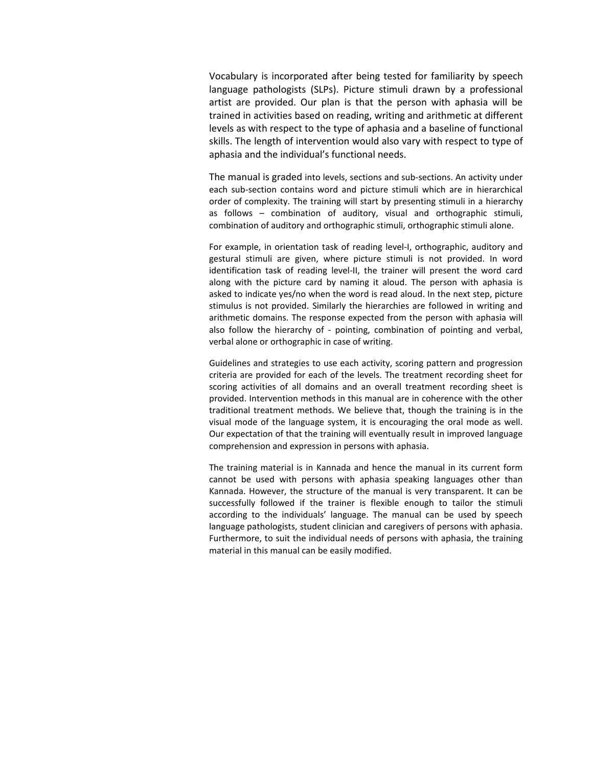Vocabulary is incorporated after being tested for familiarity by speech language pathologists (SLPs). Picture stimuli drawn by a professional artist are provided. Our plan is that the person with aphasia will be trained in activities based on reading, writing and arithmetic at different levels as with respect to the type of aphasia and a baseline of functional skills. The length of intervention would also vary with respect to type of aphasia and the individual's functional needs.

The manual is graded into levels, sections and sub-sections. An activity under each sub-section contains word and picture stimuli which are in hierarchical order of complexity. The training will start by presenting stimuli in a hierarchy as follows – combination of auditory, visual and orthographic stimuli, combination of auditory and orthographic stimuli, orthographic stimuli alone.

For example, in orientation task of reading level-I, orthographic, auditory and gestural stimuli are given, where picture stimuli is not provided. In word identification task of reading level-II, the trainer will present the word card along with the picture card by naming it aloud. The person with aphasia is asked to indicate yes/no when the word is read aloud. In the next step, picture stimulus is not provided. Similarly the hierarchies are followed in writing and arithmetic domains. The response expected from the person with aphasia will also follow the hierarchy of - pointing, combination of pointing and verbal, verbal alone or orthographic in case of writing.

Guidelines and strategies to use each activity, scoring pattern and progression criteria are provided for each of the levels. The treatment recording sheet for scoring activities of all domains and an overall treatment recording sheet is provided. Intervention methods in this manual are in coherence with the other traditional treatment methods. We believe that, though the training is in the visual mode of the language system, it is encouraging the oral mode as well. Our expectation of that the training will eventually result in improved language comprehension and expression in persons with aphasia.

The training material is in Kannada and hence the manual in its current form cannot be used with persons with aphasia speaking languages other than Kannada. However, the structure of the manual is very transparent. It can be successfully followed if the trainer is flexible enough to tailor the stimuli according to the individuals' language. The manual can be used by speech language pathologists, student clinician and caregivers of persons with aphasia. Furthermore, to suit the individual needs of persons with aphasia, the training material in this manual can be easily modified.